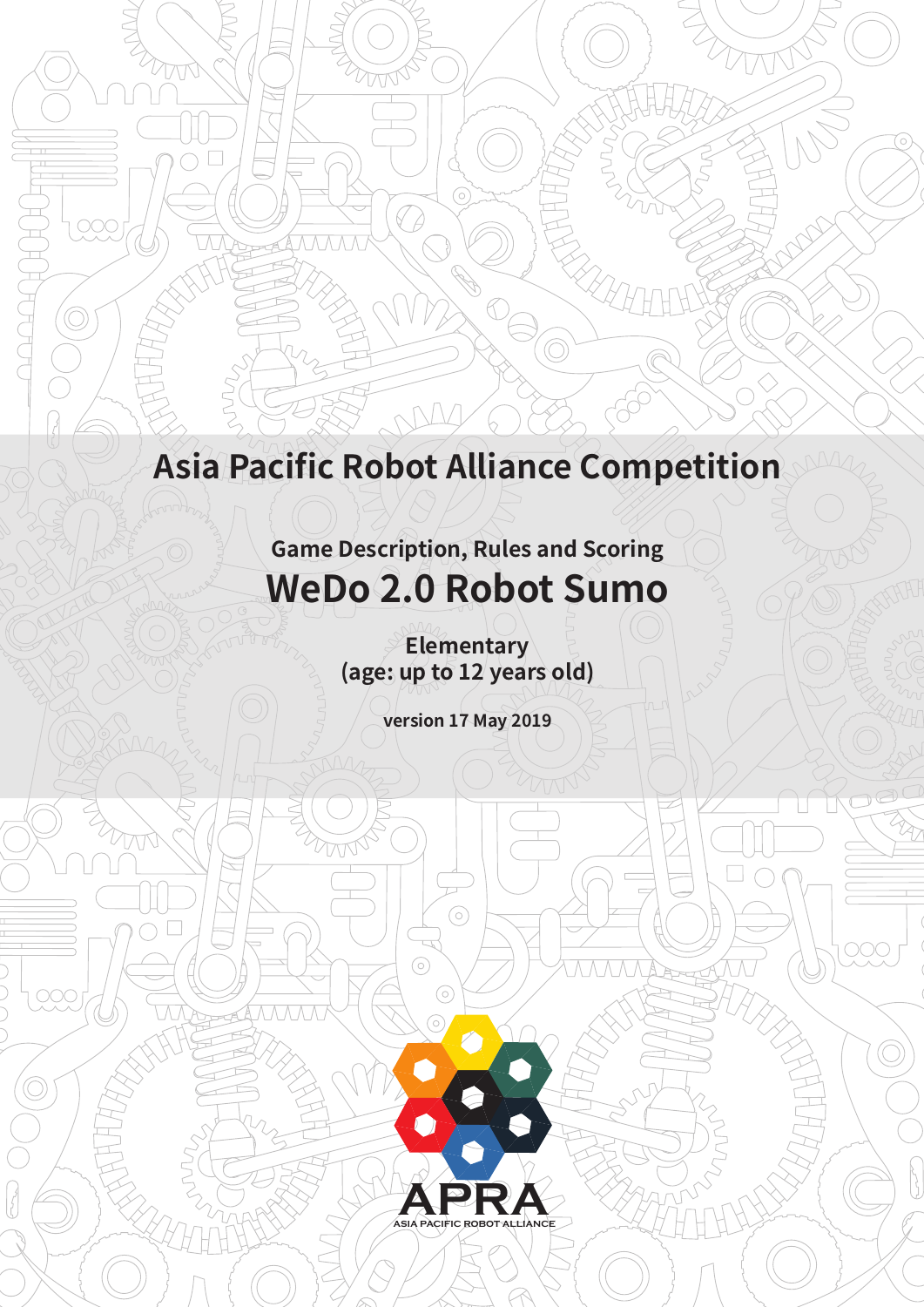# Asia Pacific Robot Alliance Competition

### Game Description, Rules and Scoring

## WeDo 2.0 Robot Sumo

**Elementary**
**(age: up to 12 years old)**

**version 17 May 2019**

APRA
ASIA PACIFIC ROBOT ALLIANCE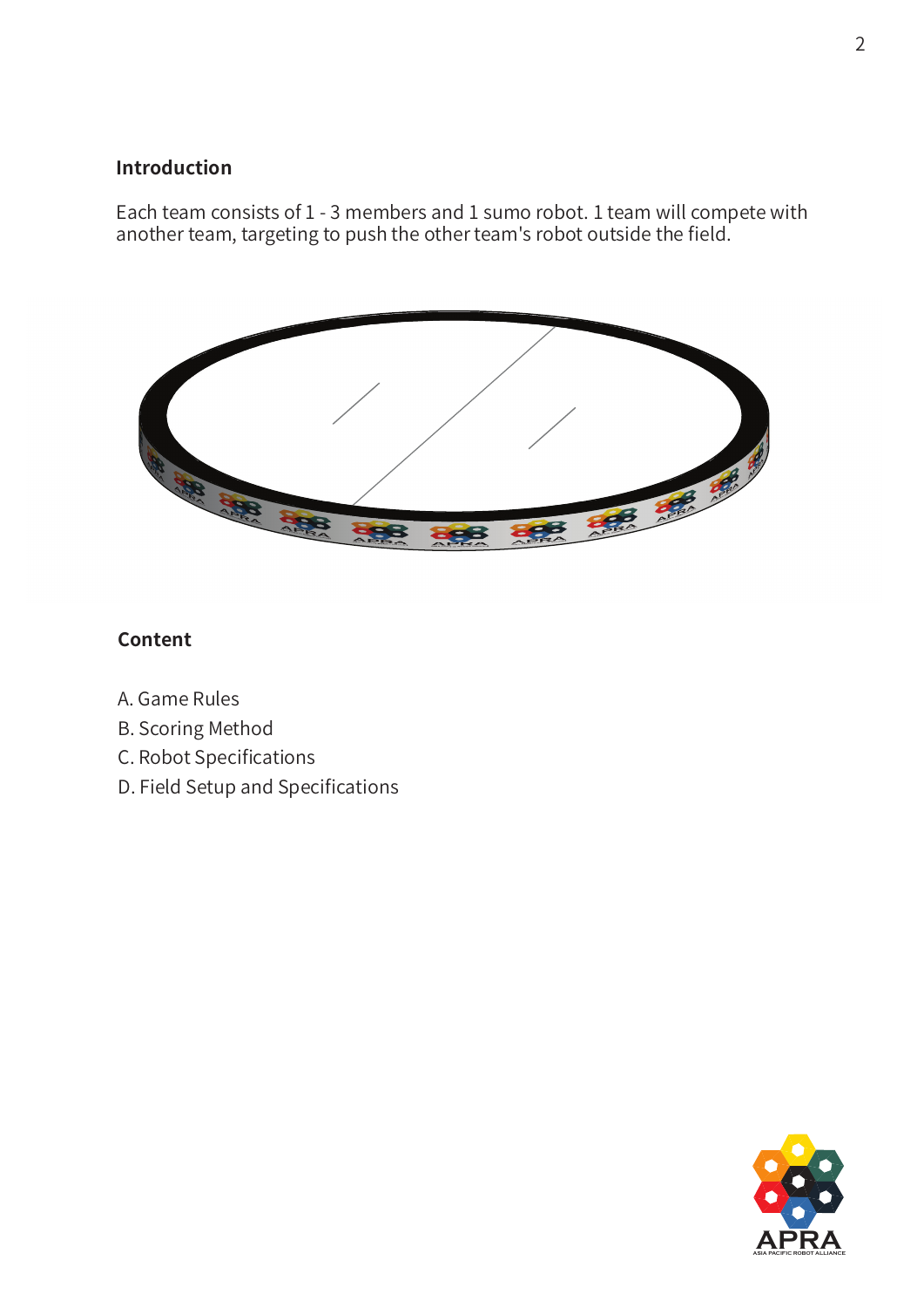## Introduction

Each team consists of 1 - 3 members and 1 sumo robot. 1 team will compete with another team, targeting to push the other team's robot outside the field.

## Content

A. Game Rules
B. Scoring Method
C. Robot Specifications
D. Field Setup and Specifications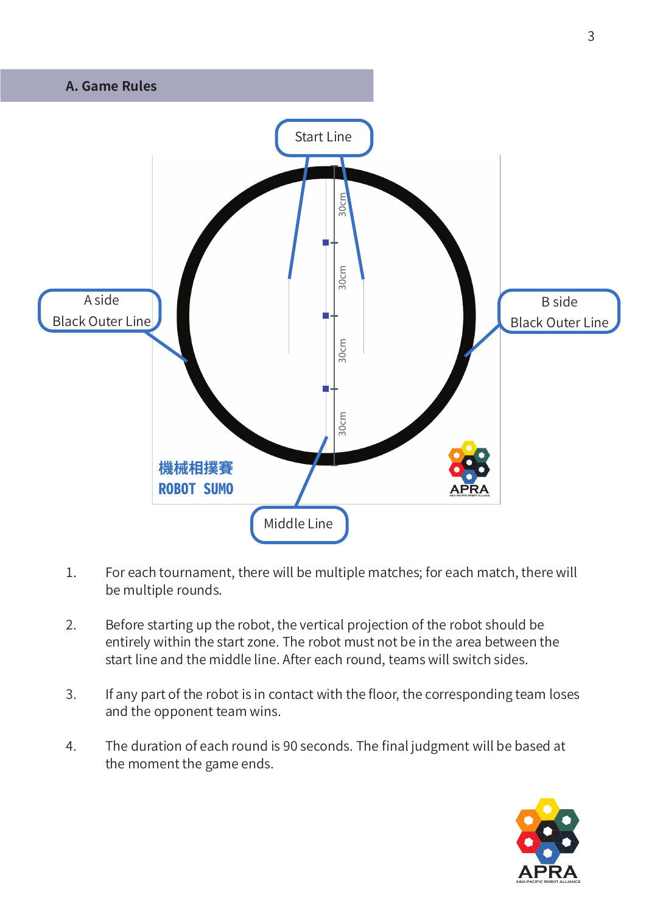## A. Game Rules

Start Line

A side
Black Outer Line

B side
Black Outer Line

30cm
30cm
30cm
30cm

機械相撲賽
ROBOT SUMO

APRA

Middle Line

1. For each tournament, there will be multiple matches; for each match, there will be multiple rounds.

2. Before starting up the robot, the vertical projection of the robot should be entirely within the start zone. The robot must not be in the area between the start line and the middle line. After each round, teams will switch sides.

3. If any part of the robot is in contact with the floor, the corresponding team loses and the opponent team wins.

4. The duration of each round is 90 seconds. The final judgment will be based at the moment the game ends.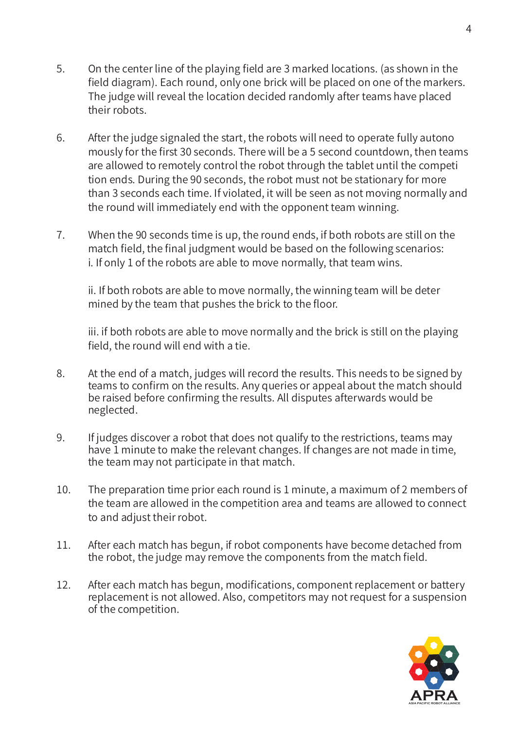5. On the center line of the playing field are 3 marked locations. (as shown in the field diagram). Each round, only one brick will be placed on one of the markers. The judge will reveal the location decided randomly after teams have placed their robots.

6. After the judge signaled the start, the robots will need to operate fully autono mously for the first 30 seconds. There will be a 5 second countdown, then teams are allowed to remotely control the robot through the tablet until the competi tion ends. During the 90 seconds, the robot must not be stationary for more than 3 seconds each time. If violated, it will be seen as not moving normally and the round will immediately end with the opponent team winning.

7. When the 90 seconds time is up, the round ends, if both robots are still on the match field, the final judgment would be based on the following scenarios:
   i. If only 1 of the robots are able to move normally, that team wins.

   ii. If both robots are able to move normally, the winning team will be deter mined by the team that pushes the brick to the floor.

   iii. if both robots are able to move normally and the brick is still on the playing field, the round will end with a tie.

8. At the end of a match, judges will record the results. This needs to be signed by teams to confirm on the results. Any queries or appeal about the match should be raised before confirming the results. All disputes afterwards would be neglected.

9. If judges discover a robot that does not qualify to the restrictions, teams may have 1 minute to make the relevant changes. If changes are not made in time, the team may not participate in that match.

10. The preparation time prior each round is 1 minute, a maximum of 2 members of the team are allowed in the competition area and teams are allowed to connect to and adjust their robot.

11. After each match has begun, if robot components have become detached from the robot, the judge may remove the components from the match field.

12. After each match has begun, modifications, component replacement or battery replacement is not allowed. Also, competitors may not request for a suspension of the competition.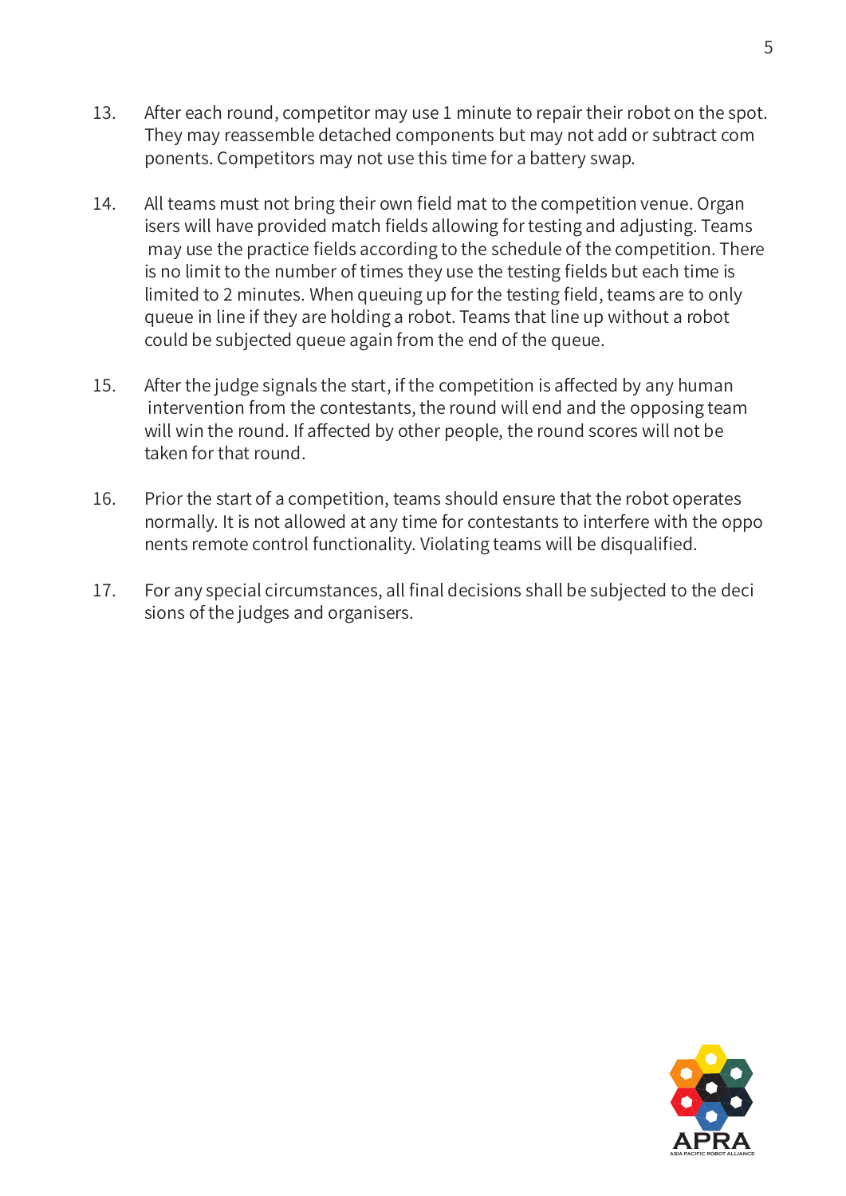13. After each round, competitor may use 1 minute to repair their robot on the spot. They may reassemble detached components but may not add or subtract components. Competitors may not use this time for a battery swap.

14. All teams must not bring their own field mat to the competition venue. Organisers will have provided match fields allowing for testing and adjusting. Teams may use the practice fields according to the schedule of the competition. There is no limit to the number of times they use the testing fields but each time is limited to 2 minutes. When queuing up for the testing field, teams are to only queue in line if they are holding a robot. Teams that line up without a robot could be subjected queue again from the end of the queue.

15. After the judge signals the start, if the competition is affected by any human intervention from the contestants, the round will end and the opposing team will win the round. If affected by other people, the round scores will not be taken for that round.

16. Prior the start of a competition, teams should ensure that the robot operates normally. It is not allowed at any time for contestants to interfere with the opponents remote control functionality. Violating teams will be disqualified.

17. For any special circumstances, all final decisions shall be subjected to the decisions of the judges and organisers.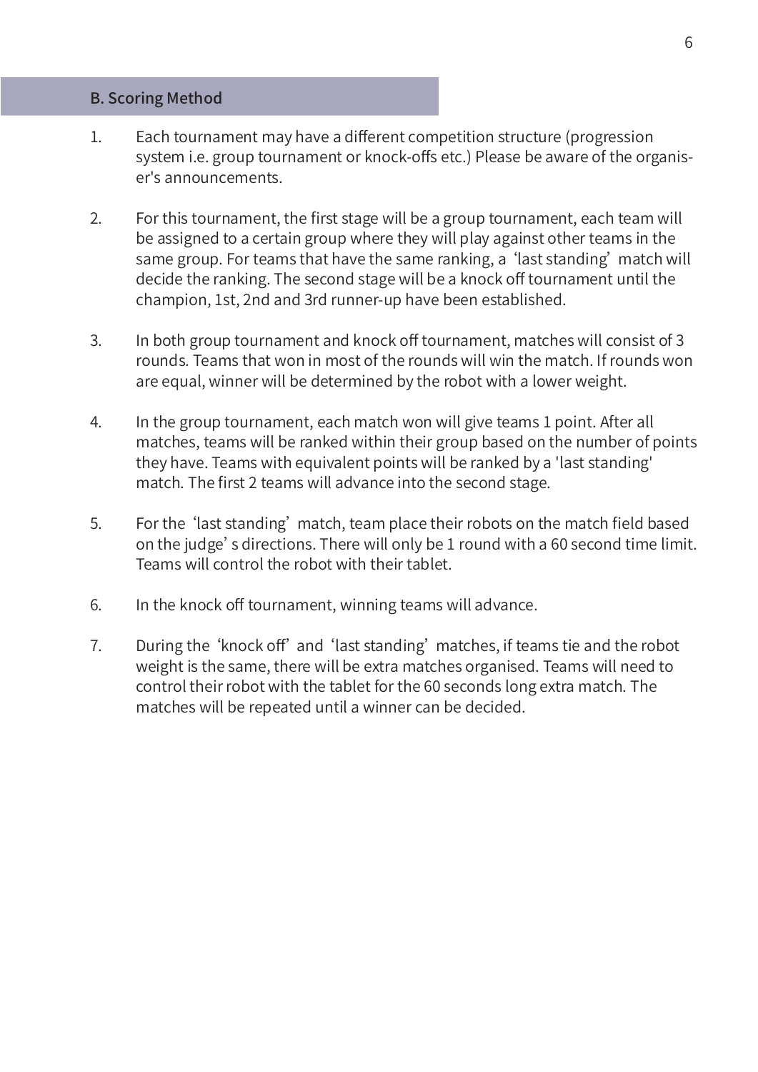## B. Scoring Method

1. Each tournament may have a different competition structure (progression system i.e. group tournament or knock-offs etc.) Please be aware of the organiser's announcements.

2. For this tournament, the first stage will be a group tournament, each team will be assigned to a certain group where they will play against other teams in the same group. For teams that have the same ranking, a 'last standing' match will decide the ranking. The second stage will be a knock off tournament until the champion, 1st, 2nd and 3rd runner-up have been established.

3. In both group tournament and knock off tournament, matches will consist of 3 rounds. Teams that won in most of the rounds will win the match. If rounds won are equal, winner will be determined by the robot with a lower weight.

4. In the group tournament, each match won will give teams 1 point. After all matches, teams will be ranked within their group based on the number of points they have. Teams with equivalent points will be ranked by a 'last standing' match. The first 2 teams will advance into the second stage.

5. For the 'last standing' match, team place their robots on the match field based on the judge's directions. There will only be 1 round with a 60 second time limit. Teams will control the robot with their tablet.

6. In the knock off tournament, winning teams will advance.

7. During the 'knock off' and 'last standing' matches, if teams tie and the robot weight is the same, there will be extra matches organised. Teams will need to control their robot with the tablet for the 60 seconds long extra match. The matches will be repeated until a winner can be decided.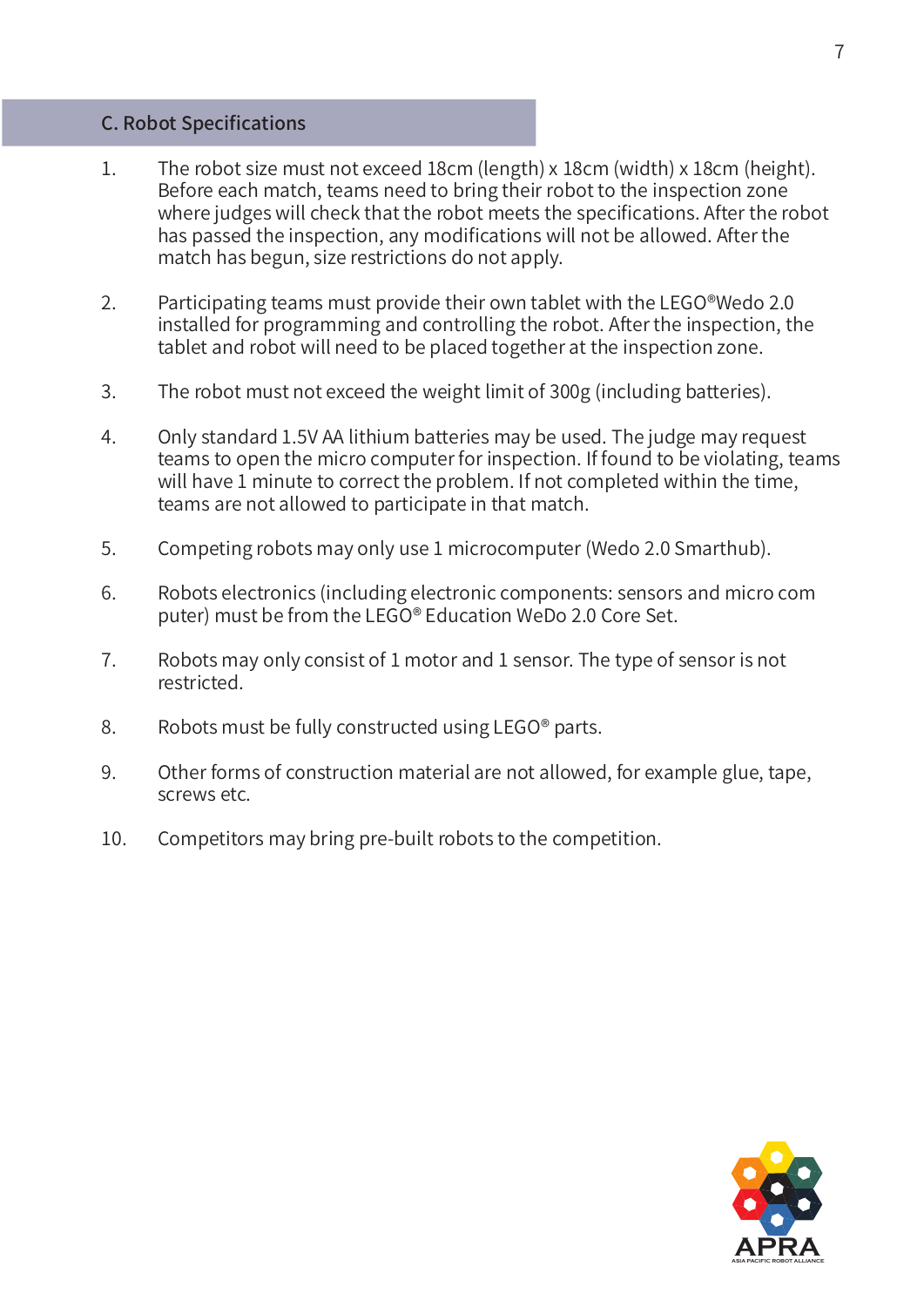## C. Robot Specifications

1. The robot size must not exceed 18cm (length) x 18cm (width) x 18cm (height). Before each match, teams need to bring their robot to the inspection zone where judges will check that the robot meets the specifications. After the robot has passed the inspection, any modifications will not be allowed. After the match has begun, size restrictions do not apply.

2. Participating teams must provide their own tablet with the LEGO®Wedo 2.0 installed for programming and controlling the robot. After the inspection, the tablet and robot will need to be placed together at the inspection zone.

3. The robot must not exceed the weight limit of 300g (including batteries).

4. Only standard 1.5V AA lithium batteries may be used. The judge may request teams to open the micro computer for inspection. If found to be violating, teams will have 1 minute to correct the problem. If not completed within the time, teams are not allowed to participate in that match.

5. Competing robots may only use 1 microcomputer (Wedo 2.0 Smarthub).

6. Robots electronics (including electronic components: sensors and micro com puter) must be from the LEGO® Education WeDo 2.0 Core Set.

7. Robots may only consist of 1 motor and 1 sensor. The type of sensor is not restricted.

8. Robots must be fully constructed using LEGO® parts.

9. Other forms of construction material are not allowed, for example glue, tape, screws etc.

10. Competitors may bring pre-built robots to the competition.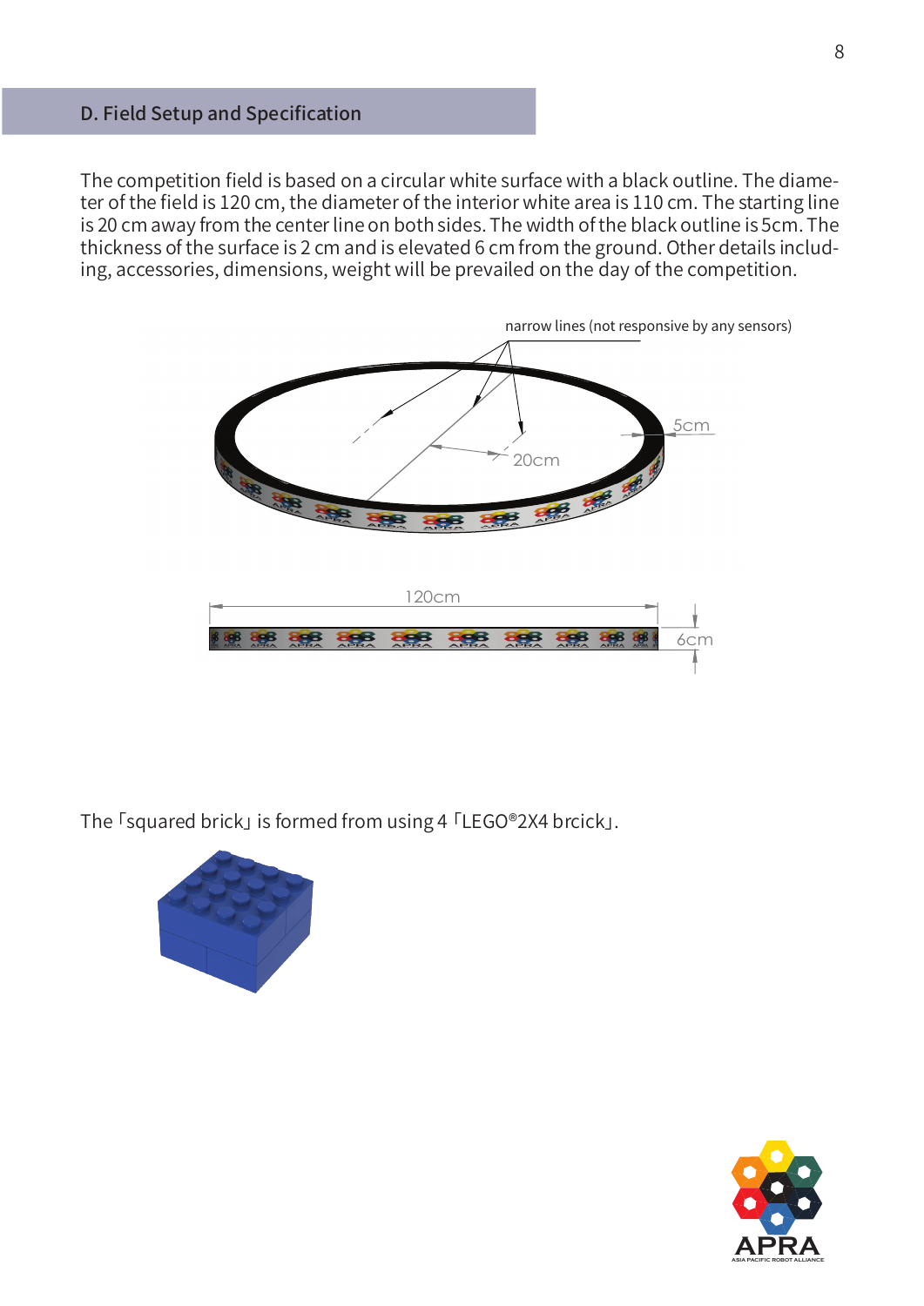## D. Field Setup and Specification

The competition field is based on a circular white surface with a black outline. The diameter of the field is 120 cm, the diameter of the interior white area is 110 cm. The starting line is 20 cm away from the center line on both sides. The width of the black outline is 5cm. The thickness of the surface is 2 cm and is elevated 6 cm from the ground. Other details including, accessories, dimensions, weight will be prevailed on the day of the competition.

narrow lines (not responsive by any sensors)

5cm

20cm

120cm

6cm

The「squared brick」is formed from using 4「LEGO®2X4 brcick」.